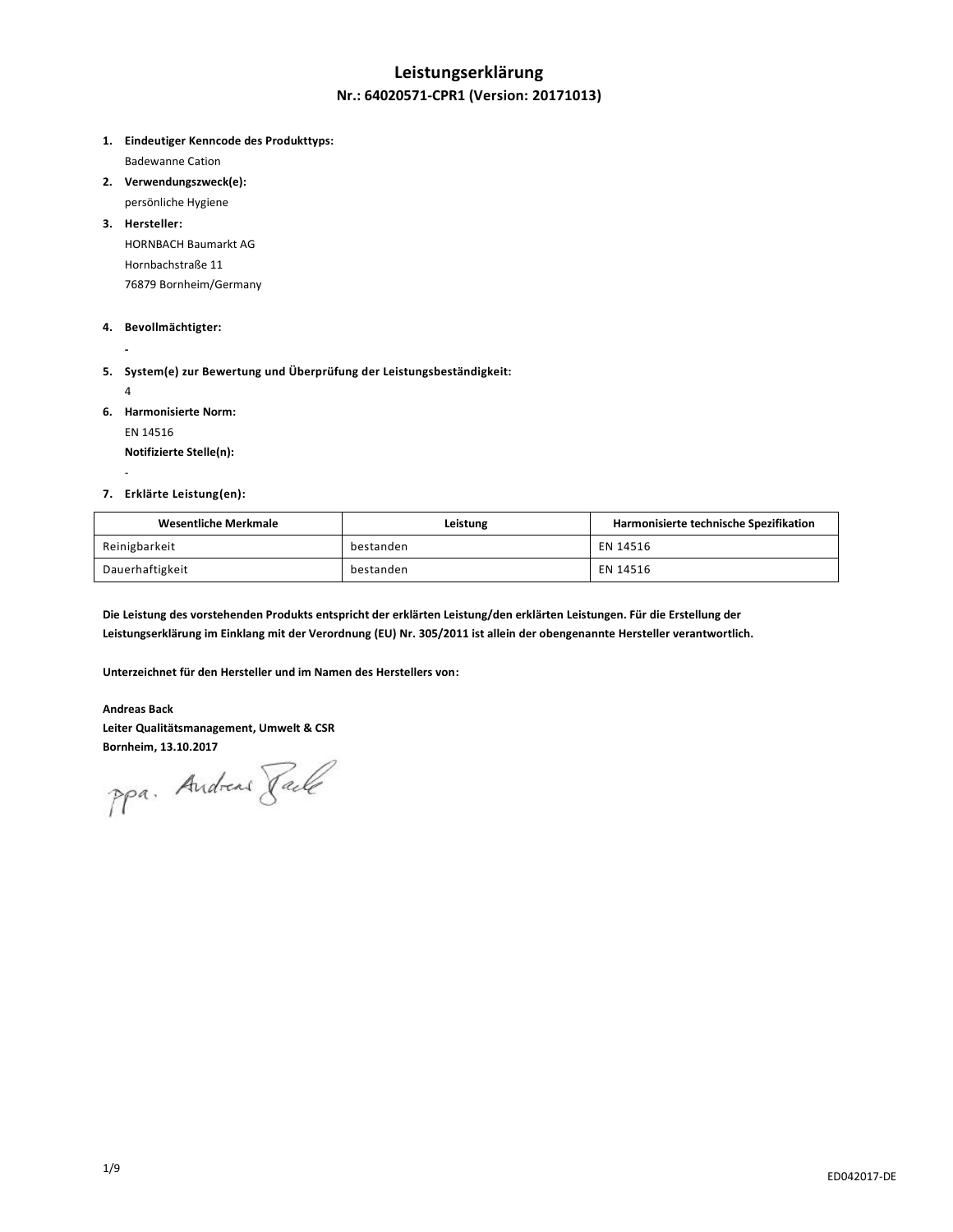# Leistungserklärung

## Nr.: 64020571-CPR1 (Version: 20171013)

1. **Eindeutiger Kenncode des Produkttyps:**
   Badewanne Cation
2. **Verwendungszweck(e):**
   persönliche Hygiene
3. **Hersteller:**
   HORNBACH Baumarkt AG
   Hornbachstraße 11
   76879 Bornheim/Germany
4. **Bevollmächtigter:**
   -
5. **System(e) zur Bewertung und Überprüfung der Leistungsbeständigkeit:**
   4
6. **Harmonisierte Norm:**
   EN 14516
   **Notifizierte Stelle(n):**
   -
7. **Erklärte Leistung(en):**

| Wesentliche Merkmale | Leistung | Harmonisierte technische Spezifikation |
|---|---|---|
| Reinigbarkeit | bestanden | EN 14516 |
| Dauerhaftigkeit | bestanden | EN 14516 |

**Die Leistung des vorstehenden Produkts entspricht der erklärten Leistung/den erklärten Leistungen. Für die Erstellung der Leistungserklärung im Einklang mit der Verordnung (EU) Nr. 305/2011 ist allein der obengenannte Hersteller verantwortlich.**

**Unterzeichnet für den Hersteller und im Namen des Herstellers von:**

**Andreas Back**
**Leiter Qualitätsmanagement, Umwelt & CSR**
**Bornheim, 13.10.2017**

ppa. Andreas Back

ED042017-DE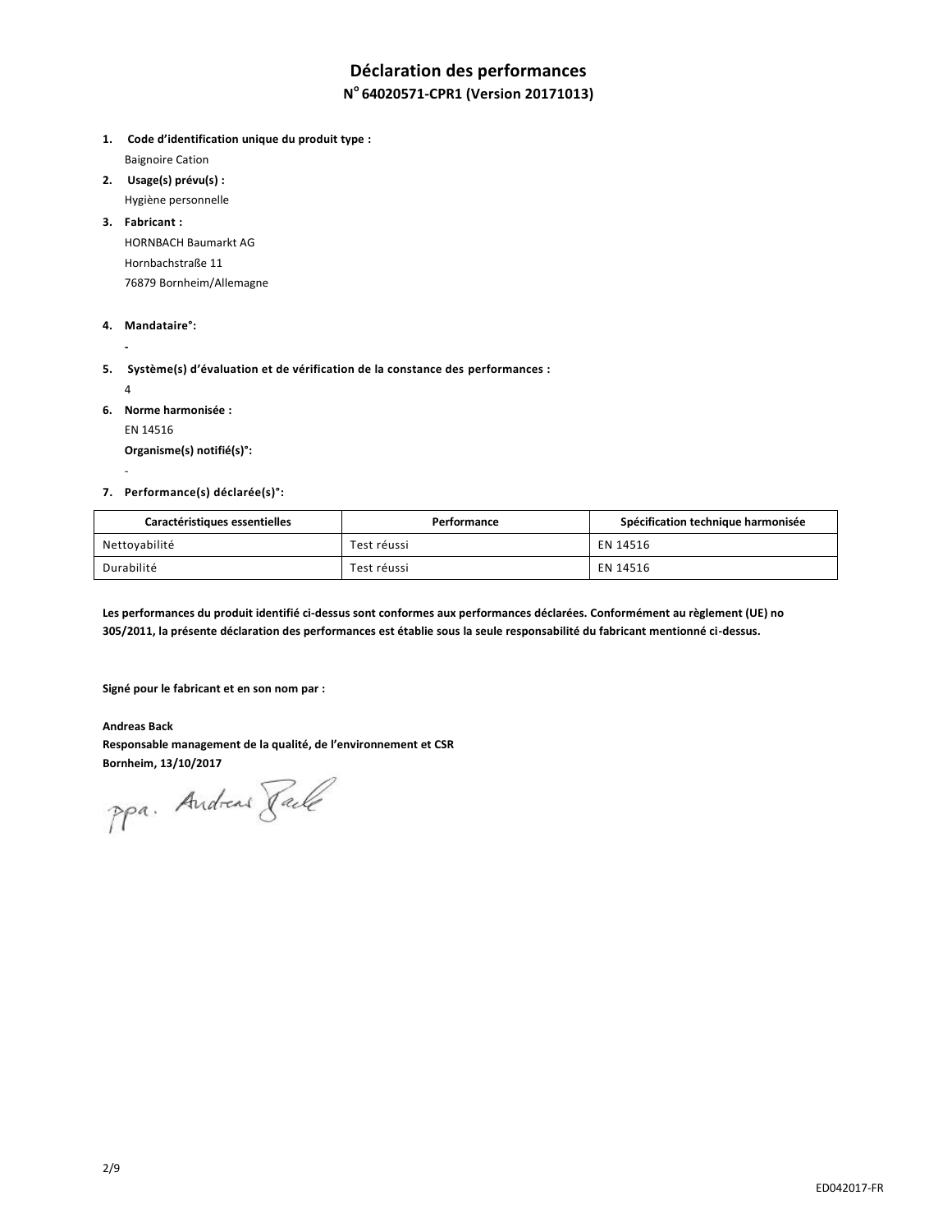# Déclaration des performances

## N° 64020571-CPR1 (Version 20171013)

1. **Code d'identification unique du produit type :**
   Baignoire Cation
2. **Usage(s) prévu(s) :**
   Hygiène personnelle
3. **Fabricant :**
   HORNBACH Baumarkt AG
   Hornbachstraße 11
   76879 Bornheim/Allemagne
4. **Mandataire°:**
   -
5. **Système(s) d'évaluation et de vérification de la constance des performances :**
   4
6. **Norme harmonisée :**
   EN 14516
   **Organisme(s) notifié(s)°:**
   -
7. **Performance(s) déclarée(s)°:**

| Caractéristiques essentielles | Performance | Spécification technique harmonisée |
|---|---|---|
| Nettoyabilité | Test réussi | EN 14516 |
| Durabilité | Test réussi | EN 14516 |

**Les performances du produit identifié ci-dessus sont conformes aux performances déclarées. Conformément au règlement (UE) no 305/2011, la présente déclaration des performances est établie sous la seule responsabilité du fabricant mentionné ci-dessus.**

**Signé pour le fabricant et en son nom par :**

**Andreas Back**
**Responsable management de la qualité, de l'environnement et CSR**
**Bornheim, 13/10/2017**

ppa. Andreas Back

ED042017-FR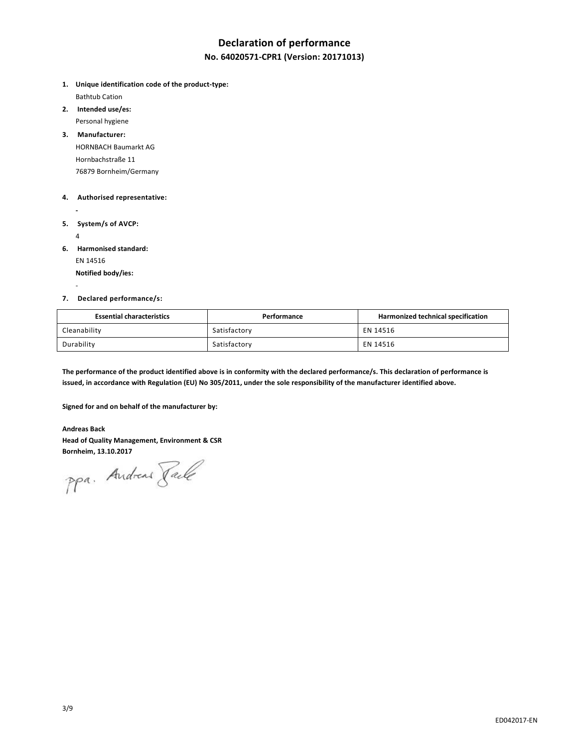# Declaration of performance

## No. 64020571-CPR1 (Version: 20171013)

1. **Unique identification code of the product-type:**
   Bathtub Cation
2. **Intended use/es:**
   Personal hygiene
3. **Manufacturer:**
   HORNBACH Baumarkt AG
   Hornbachstraße 11
   76879 Bornheim/Germany
4. **Authorised representative:**
   -
5. **System/s of AVCP:**
   4
6. **Harmonised standard:**
   EN 14516
   **Notified body/ies:**
   -
7. **Declared performance/s:**

| Essential characteristics | Performance | Harmonized technical specification |
|---|---|---|
| Cleanability | Satisfactory | EN 14516 |
| Durability | Satisfactory | EN 14516 |

**The performance of the product identified above is in conformity with the declared performance/s. This declaration of performance is issued, in accordance with Regulation (EU) No 305/2011, under the sole responsibility of the manufacturer identified above.**

**Signed for and on behalf of the manufacturer by:**

**Andreas Back**
**Head of Quality Management, Environment & CSR**
**Bornheim, 13.10.2017**

ppa. Andreas Back

ED042017-EN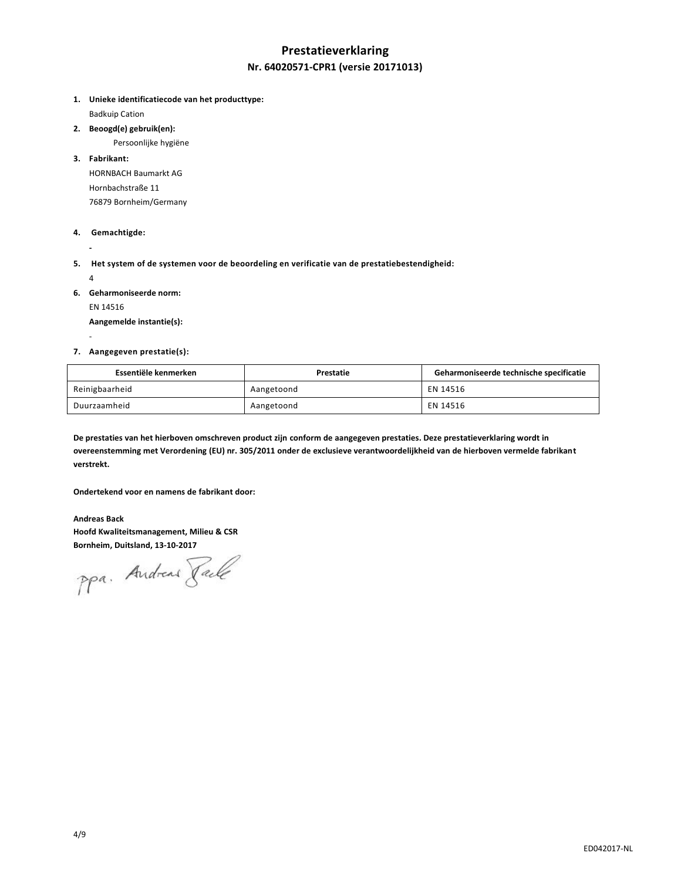# Prestatieverklaring

## Nr. 64020571-CPR1 (versie 20171013)

1. **Unieke identificatiecode van het producttype:**
   Badkuip Cation
2. **Beoogd(e) gebruik(en):**
   Persoonlijke hygiëne
3. **Fabrikant:**
   HORNBACH Baumarkt AG
   Hornbachstraße 11
   76879 Bornheim/Germany
4. **Gemachtigde:**
   -
5. **Het system of de systemen voor de beoordeling en verificatie van de prestatiebestendigheid:**
   4
6. **Geharmoniseerde norm:**
   EN 14516
   **Aangemelde instantie(s):**
   -
7. **Aangegeven prestatie(s):**

| Essentiële kenmerken | Prestatie | Geharmoniseerde technische specificatie |
| --- | --- | --- |
| Reinigbaarheid | Aangetoond | EN 14516 |
| Duurzaamheid | Aangetoond | EN 14516 |

**De prestaties van het hierboven omschreven product zijn conform de aangegeven prestaties. Deze prestatieverklaring wordt in overeenstemming met Verordening (EU) nr. 305/2011 onder de exclusieve verantwoordelijkheid van de hierboven vermelde fabrikant verstrekt.**

**Ondertekend voor en namens de fabrikant door:**

**Andreas Back**
**Hoofd Kwaliteitsmanagement, Milieu & CSR**
**Bornheim, Duitsland, 13-10-2017**

ppa. Andreas Back

ED042017-NL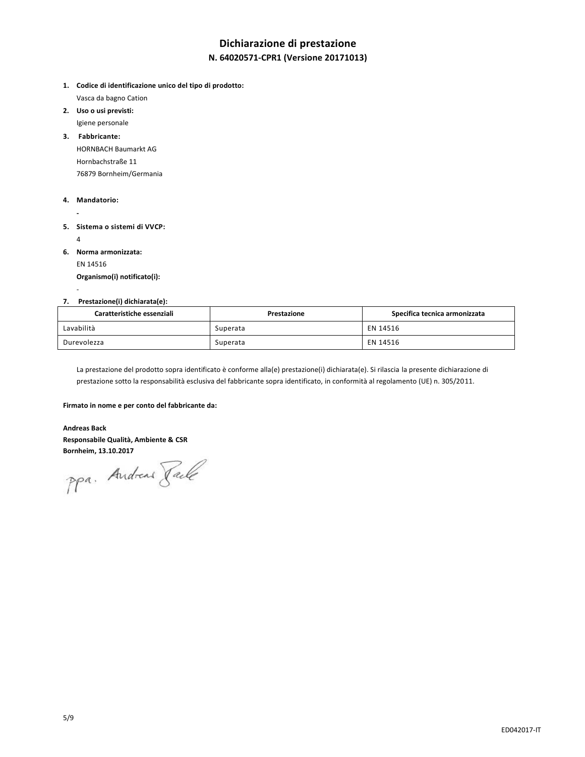# Dichiarazione di prestazione

## N. 64020571-CPR1 (Versione 20171013)

1. **Codice di identificazione unico del tipo di prodotto:**
   Vasca da bagno Cation
2. **Uso o usi previsti:**
   Igiene personale
3. **Fabbricante:**
   HORNBACH Baumarkt AG
   Hornbachstraße 11
   76879 Bornheim/Germania
4. **Mandatorio:**
   -
5. **Sistema o sistemi di VVCP:**
   4
6. **Norma armonizzata:**
   EN 14516
   **Organismo(i) notificato(i):**
   -
7. **Prestazione(i) dichiarata(e):**

| Caratteristiche essenziali | Prestazione | Specifica tecnica armonizzata |
|---|---|---|
| Lavabilità | Superata | EN 14516 |
| Durevolezza | Superata | EN 14516 |

La prestazione del prodotto sopra identificato è conforme alla(e) prestazione(i) dichiarata(e). Si rilascia la presente dichiarazione di prestazione sotto la responsabilità esclusiva del fabbricante sopra identificato, in conformità al regolamento (UE) n. 305/2011.

**Firmato in nome e per conto del fabbricante da:**

**Andreas Back**
**Responsabile Qualità, Ambiente & CSR**
**Bornheim, 13.10.2017**

ppa. Andreas Back

ED042017-IT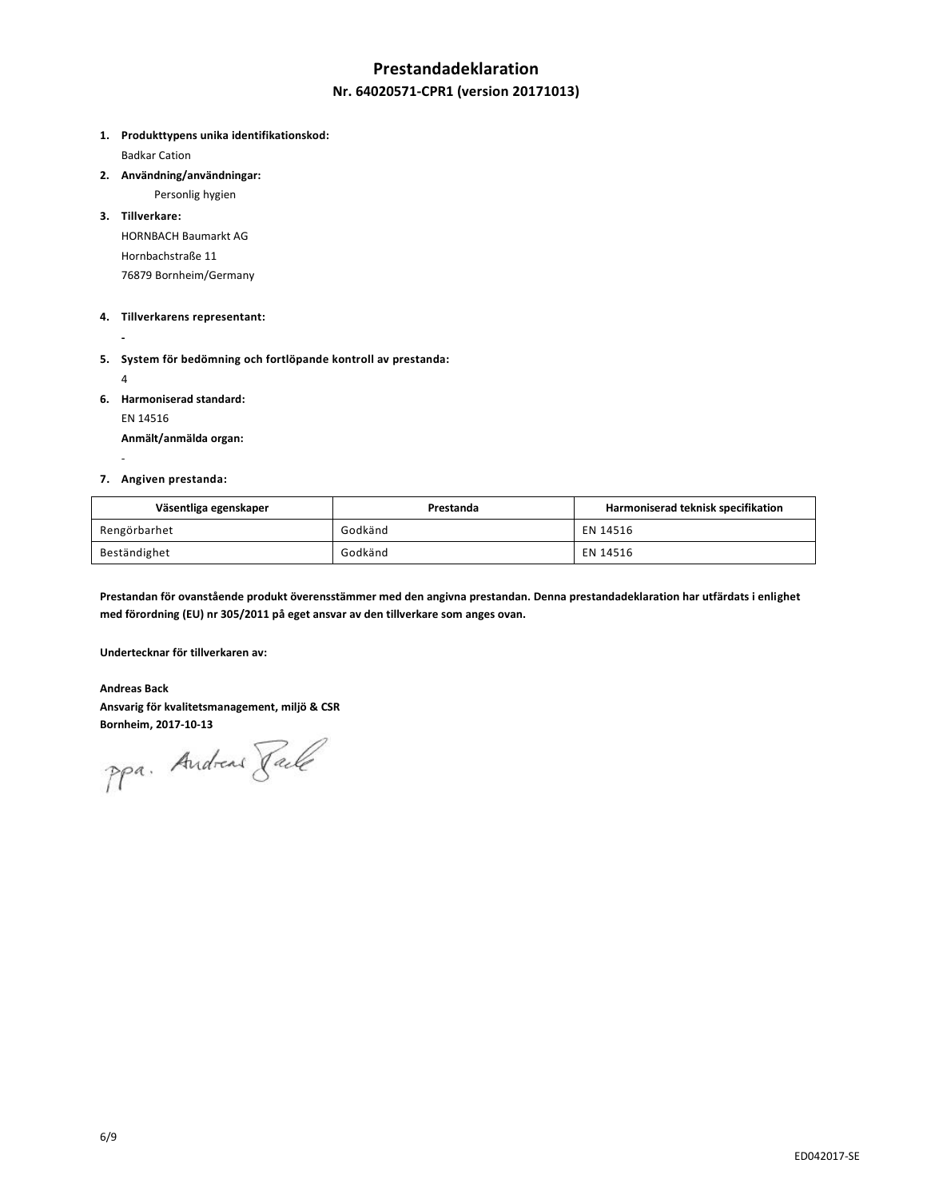# Prestandadeklaration

## Nr. 64020571-CPR1 (version 20171013)

1. **Produkttypens unika identifikationskod:**
   Badkar Cation
2. **Användning/användningar:**
   Personlig hygien
3. **Tillverkare:**
   HORNBACH Baumarkt AG
   Hornbachstraße 11
   76879 Bornheim/Germany
4. **Tillverkarens representant:**
   -
5. **System för bedömning och fortlöpande kontroll av prestanda:**
   4
6. **Harmoniserad standard:**
   EN 14516
   **Anmält/anmälda organ:**
   -
7. **Angiven prestanda:**

| Väsentliga egenskaper | Prestanda | Harmoniserad teknisk specifikation |
|---|---|---|
| Rengörbarhet | Godkänd | EN 14516 |
| Beständighet | Godkänd | EN 14516 |

**Prestandan för ovanstående produkt överensstämmer med den angivna prestandan. Denna prestandadeklaration har utfärdats i enlighet med förordning (EU) nr 305/2011 på eget ansvar av den tillverkare som anges ovan.**

**Undertecknar för tillverkaren av:**

**Andreas Back**
**Ansvarig för kvalitetsmanagement, miljö & CSR**
**Bornheim, 2017-10-13**

ppa. Andreas Back

ED042017-SE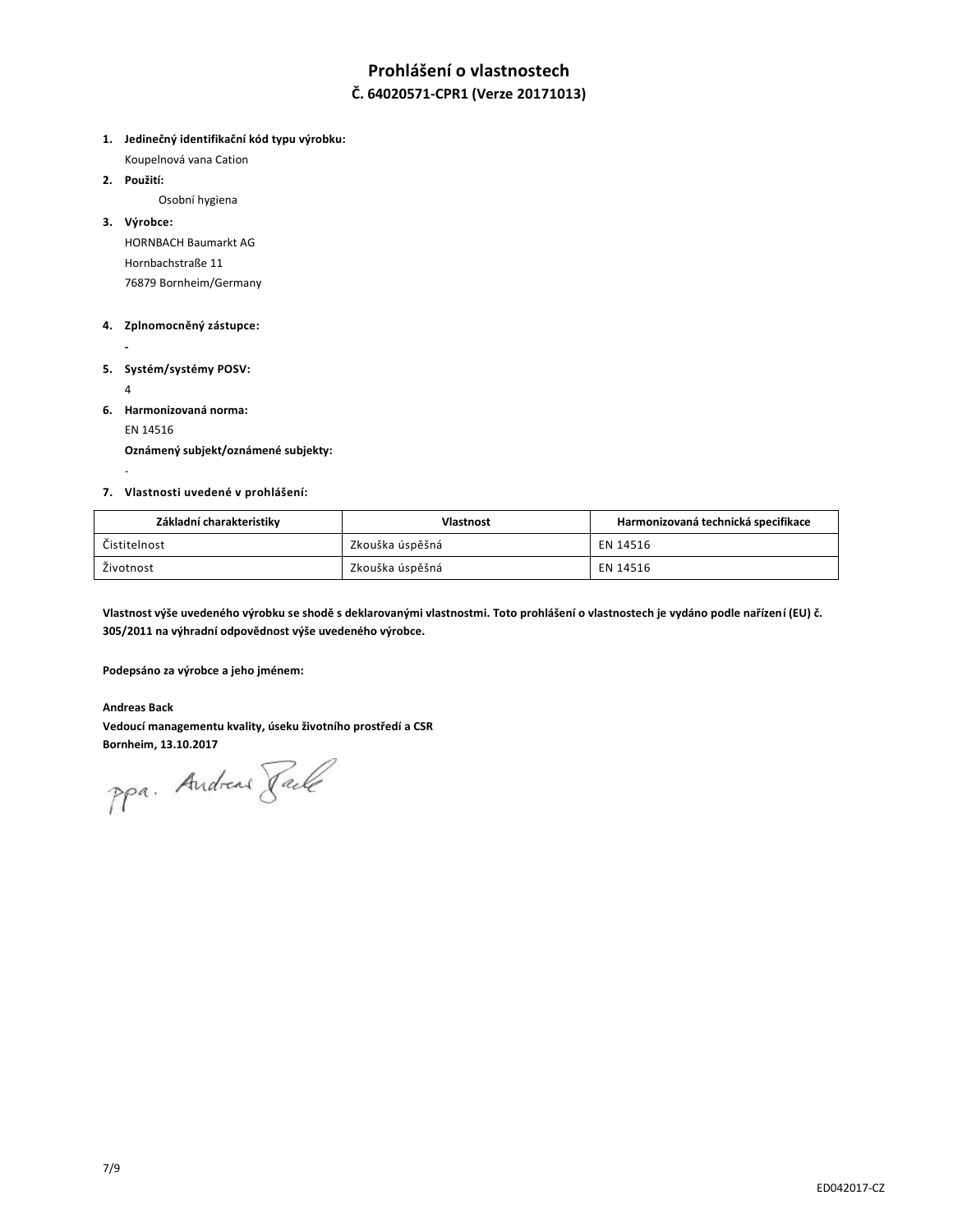# Prohlášení o vlastnostech

## Č. 64020571-CPR1 (Verze 20171013)

1. **Jedinečný identifikační kód typu výrobku:**
   Koupelnová vana Cation
2. **Použití:**
   Osobní hygiena
3. **Výrobce:**
   HORNBACH Baumarkt AG
   Hornbachstraße 11
   76879 Bornheim/Germany
4. **Zplnomocněný zástupce:**
   -
5. **Systém/systémy POSV:**
   4
6. **Harmonizovaná norma:**
   EN 14516
   **Oznámený subjekt/oznámené subjekty:**
   -
7. **Vlastnosti uvedené v prohlášení:**

| Základní charakteristiky | Vlastnost | Harmonizovaná technická specifikace |
|---|---|---|
| Čistitelnost | Zkouška úspěšná | EN 14516 |
| Životnost | Zkouška úspěšná | EN 14516 |

**Vlastnost výše uvedeného výrobku se shodě s deklarovanými vlastnostmi. Toto prohlášení o vlastnostech je vydáno podle nařízení (EU) č. 305/2011 na výhradní odpovědnost výše uvedeného výrobce.**

**Podepsáno za výrobce a jeho jménem:**

**Andreas Back**
**Vedoucí managementu kvality, úseku životního prostředí a CSR**
**Bornheim, 13.10.2017**

ppa. Andreas Back

ED042017-CZ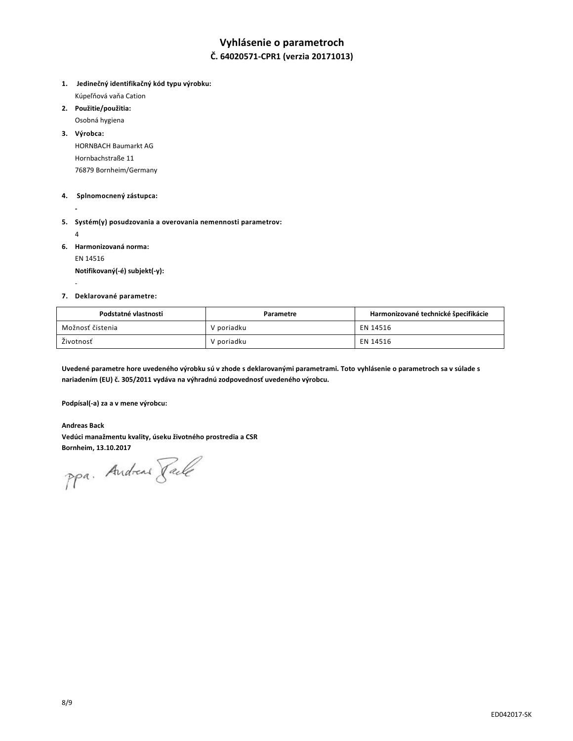# Vyhlásenie o parametroch

## Č. 64020571-CPR1 (verzia 20171013)

1. **Jedinečný identifikačný kód typu výrobku:**
   Kúpeľňová vaňa Cation
2. **Použitie/použitia:**
   Osobná hygiena
3. **Výrobca:**
   HORNBACH Baumarkt AG
   Hornbachstraße 11
   76879 Bornheim/Germany
4. **Splnomocnený zástupca:**
   -
5. **Systém(y) posudzovania a overovania nemennosti parametrov:**
   4
6. **Harmonizovaná norma:**
   EN 14516
   **Notifikovaný(-é) subjekt(-y):**
   -
7. **Deklarované parametre:**

| Podstatné vlastnosti | Parametre | Harmonizované technické špecifikácie |
|---|---|---|
| Možnosť čistenia | V poriadku | EN 14516 |
| Životnosť | V poriadku | EN 14516 |

**Uvedené parametre hore uvedeného výrobku sú v zhode s deklarovanými parametrami. Toto vyhlásenie o parametroch sa v súlade s nariadením (EU) č. 305/2011 vydáva na výhradnú zodpovednosť uvedeného výrobcu.**

**Podpísal(-a) za a v mene výrobcu:**

**Andreas Back**
**Vedúci manažmentu kvality, úseku životného prostredia a CSR**
**Bornheim, 13.10.2017**

ppa. Andreas Back

ED042017-SK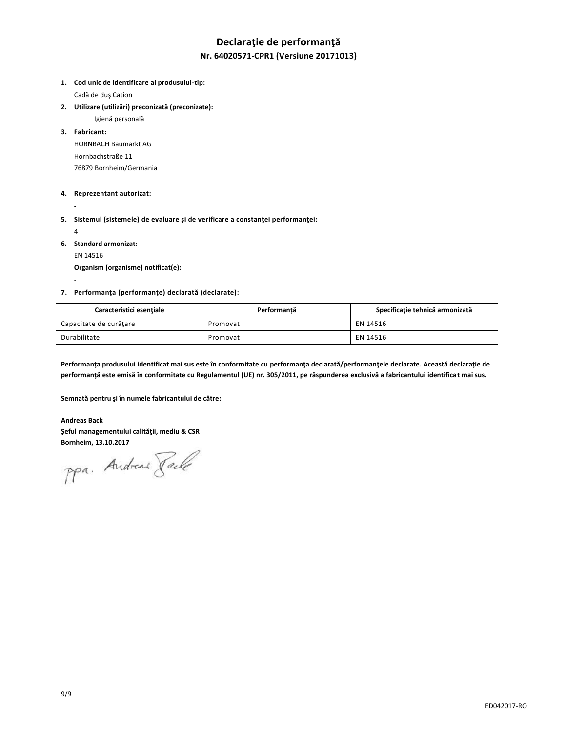# Declaraţie de performanţă

## Nr. 64020571-CPR1 (Versiune 20171013)

1. **Cod unic de identificare al produsului-tip:**
   Cadă de duş Cation
2. **Utilizare (utilizări) preconizată (preconizate):**
   Igienă personală
3. **Fabricant:**
   HORNBACH Baumarkt AG
   Hornbachstraße 11
   76879 Bornheim/Germania
4. **Reprezentant autorizat:**
   -
5. **Sistemul (sistemele) de evaluare şi de verificare a constanţei performanţei:**
   4
6. **Standard armonizat:**
   EN 14516
   **Organism (organisme) notificat(e):**
   -
7. **Performanţa (performanţe) declarată (declarate):**

| Caracteristici esenţiale | Performanță | Specificaţie tehnică armonizată |
|---|---|---|
| Capacitate de curăţare | Promovat | EN 14516 |
| Durabilitate | Promovat | EN 14516 |

**Performanţa produsului identificat mai sus este în conformitate cu performanţa declarată/performanţele declarate. Această declaraţie de performanţă este emisă în conformitate cu Regulamentul (UE) nr. 305/2011, pe răspunderea exclusivă a fabricantului identificat mai sus.**

**Semnată pentru şi în numele fabricantului de către:**

**Andreas Back**
**Şeful managementului calităţii, mediu & CSR**
**Bornheim, 13.10.2017**

ppa. Andreas Back

ED042017-RO